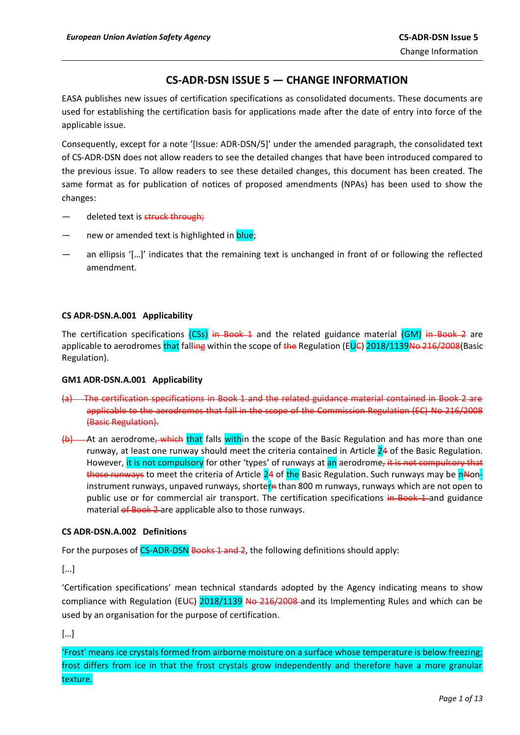# CS-ADR-DSN ISSUE 5 — CHANGE INFORMATION

EASA publishes new issues of certification specifications as consolidated documents. These documents are used for establishing the certification basis for applications made after the date of entry into force of the applicable issue.

Consequently, except for a note '[Issue: ADR-DSN/5]' under the amended paragraph, the consolidated text of CS-ADR-DSN does not allow readers to see the detailed changes that have been introduced compared to the previous issue. To allow readers to see these detailed changes, this document has been created. The same format as for publication of notices of proposed amendments (NPAs) has been used to show the changes:

— deleted text is ~~struck through;~~

— new or amended text is highlighted in blue;

— an ellipsis '[…]' indicates that the remaining text is unchanged in front of or following the reflected amendment.

**CS ADR-DSN.A.001 Applicability**

The certification specifications (CSs) ~~in Book 1~~ and the related guidance material (GM) ~~in Book 2~~ are applicable to aerodromes that fall~~ing~~ within the scope of ~~the~~ Regulation (EU~~C~~) 2018/1139~~No 216/2008~~(Basic Regulation).

**GM1 ADR-DSN.A.001 Applicability**

~~(a) The certification specifications in Book 1 and the related guidance material contained in Book 2 are applicable to the aerodromes that fall in the scope of the Commission Regulation (EC) No 216/2008 (Basic Regulation).~~

~~(b)~~ At an aerodrome~~, which~~ that falls within the scope of the Basic Regulation and has more than one runway, at least one runway should meet the criteria contained in Article 2~~4~~ of the Basic Regulation. However, it is not compulsory for other 'types' of runways at an aerodrome~~, it is not compulsory that those runways~~ to meet the criteria of Article 2~~4~~ of the Basic Regulation. Such runways may be n~~N~~on-instrument runways, unpaved runways, shorter~~n~~ than 800 m runways, runways which are not open to public use or for commercial air transport. The certification specifications ~~in Book 1~~ and guidance material ~~of Book 2~~ are applicable also to those runways.

**CS ADR-DSN.A.002 Definitions**

For the purposes of CS-ADR-DSN ~~Books 1 and 2~~, the following definitions should apply:

[...]

'Certification specifications' mean technical standards adopted by the Agency indicating means to show compliance with Regulation (EU~~C~~) 2018/1139 ~~No 216/2008~~ and its Implementing Rules and which can be used by an organisation for the purpose of certification.

[…]

'Frost' means ice crystals formed from airborne moisture on a surface whose temperature is below freezing; frost differs from ice in that the frost crystals grow independently and therefore have a more granular texture.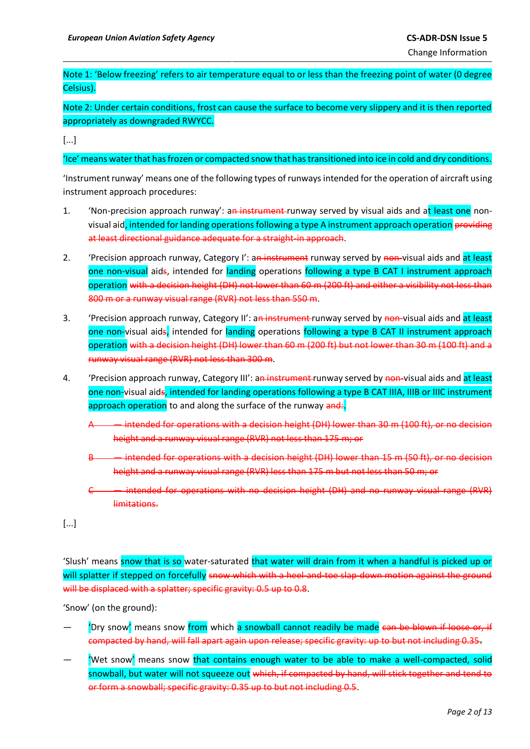Note 1: 'Below freezing' refers to air temperature equal to or less than the freezing point of water (0 degree Celsius).

Note 2: Under certain conditions, frost can cause the surface to become very slippery and it is then reported appropriately as downgraded RWYCC.

[...]

'Ice' means water that has frozen or compacted snow that has transitioned into ice in cold and dry conditions.

'Instrument runway' means one of the following types of runways intended for the operation of aircraft using instrument approach procedures:

1. 'Non-precision approach runway': a~~n instrument~~ runway served by visual aids and at least one non-visual aid, intended for landing operations following a type A instrument approach operation ~~providing at least directional guidance adequate for a straight-in approach~~.

2. 'Precision approach runway, Category I': a~~n instrument~~ runway served by ~~non-~~visual aids and at least one non-visual aid~~s~~, intended for landing operations following a type B CAT I instrument approach operation ~~with a decision height (DH) not lower than 60 m (200 ft) and either a visibility not less than 800 m or a runway visual range (RVR) not less than 550 m~~.

3. 'Precision approach runway, Category II': a~~n instrument~~ runway served by ~~non-~~visual aids and at least one non-visual aid~~s~~, intended for landing operations following a type B CAT II instrument approach operation ~~with a decision height (DH) lower than 60 m (200 ft) but not lower than 30 m (100 ft) and a runway visual range (RVR) not less than 300 m~~.

4. 'Precision approach runway, Category III': a~~n instrument~~ runway served by ~~non-~~visual aids and at least one non-visual aid~~s~~, intended for landing operations following a type B CAT IIIA, IIIB or IIIC instrument approach operation to and along the surface of the runway ~~and:~~.

   ~~A — intended for operations with a decision height (DH) lower than 30 m (100 ft), or no decision height and a runway visual range (RVR) not less than 175 m; or~~

   ~~B — intended for operations with a decision height (DH) lower than 15 m (50 ft), or no decision height and a runway visual range (RVR) less than 175 m but not less than 50 m; or~~

   ~~C — intended for operations with no decision height (DH) and no runway visual range (RVR) limitations.~~

[...]

'Slush' means snow that is so water-saturated that water will drain from it when a handful is picked up or will splatter if stepped on forcefully ~~snow which with a heel-and-toe slap-down motion against the ground will be displaced with a splatter; specific gravity: 0.5 up to 0.8~~.

'Snow' (on the ground):

— 'Dry snow' means snow from which a snowball cannot readily be made ~~can be blown if loose or, if compacted by hand, will fall apart again upon release; specific gravity: up to but not including 0.35~~.

— 'Wet snow' means snow that contains enough water to be able to make a well-compacted, solid snowball, but water will not squeeze out ~~which, if compacted by hand, will stick together and tend to or form a snowball; specific gravity: 0.35 up to but not including 0.5~~.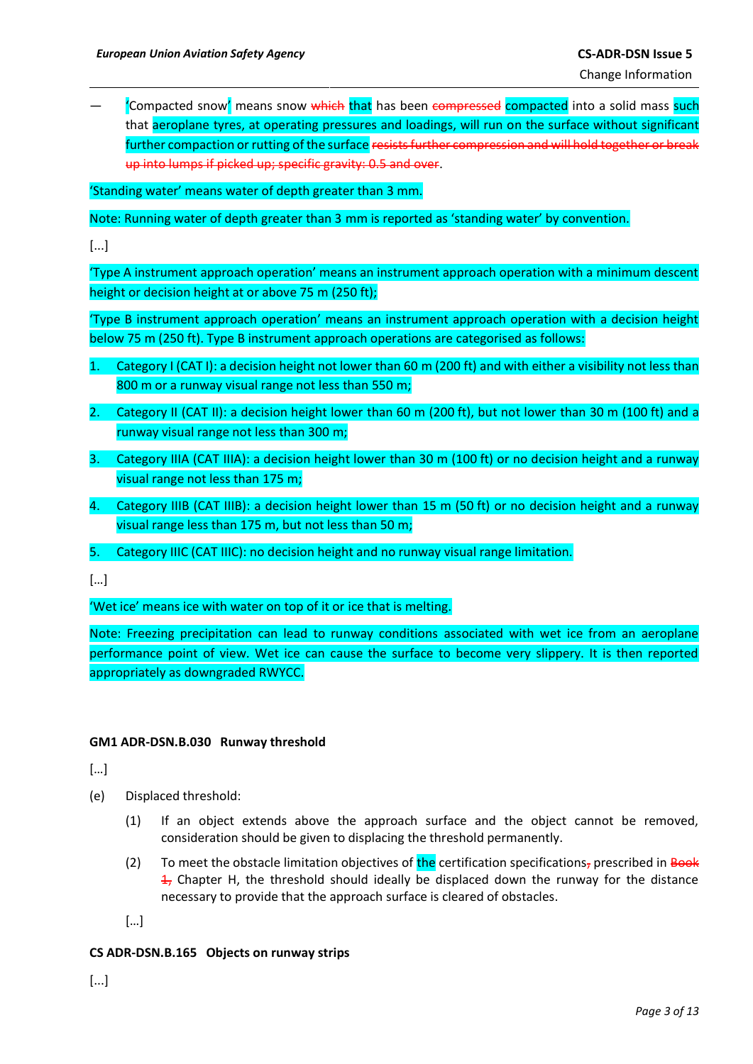— 'Compacted snow' means snow ~~which~~ that has been ~~compressed~~ compacted into a solid mass such that aeroplane tyres, at operating pressures and loadings, will run on the surface without significant further compaction or rutting of the surface ~~resists further compression and will hold together or break up into lumps if picked up; specific gravity: 0.5 and over~~.

'Standing water' means water of depth greater than 3 mm.

Note: Running water of depth greater than 3 mm is reported as 'standing water' by convention.

[...]

'Type A instrument approach operation' means an instrument approach operation with a minimum descent height or decision height at or above 75 m (250 ft);

'Type B instrument approach operation' means an instrument approach operation with a decision height below 75 m (250 ft). Type B instrument approach operations are categorised as follows:

1. Category I (CAT I): a decision height not lower than 60 m (200 ft) and with either a visibility not less than 800 m or a runway visual range not less than 550 m;
2. Category II (CAT II): a decision height lower than 60 m (200 ft), but not lower than 30 m (100 ft) and a runway visual range not less than 300 m;
3. Category IIIA (CAT IIIA): a decision height lower than 30 m (100 ft) or no decision height and a runway visual range not less than 175 m;
4. Category IIIB (CAT IIIB): a decision height lower than 15 m (50 ft) or no decision height and a runway visual range less than 175 m, but not less than 50 m;
5. Category IIIC (CAT IIIC): no decision height and no runway visual range limitation.

[...]

'Wet ice' means ice with water on top of it or ice that is melting.

Note: Freezing precipitation can lead to runway conditions associated with wet ice from an aeroplane performance point of view. Wet ice can cause the surface to become very slippery. It is then reported appropriately as downgraded RWYCC.

**GM1 ADR-DSN.B.030 Runway threshold**

[...]

(e) Displaced threshold:

(1) If an object extends above the approach surface and the object cannot be removed, consideration should be given to displacing the threshold permanently.

(2) To meet the obstacle limitation objectives of the certification specifications~~,~~ prescribed in ~~Book 1,~~ Chapter H, the threshold should ideally be displaced down the runway for the distance necessary to provide that the approach surface is cleared of obstacles.

[...]

**CS ADR-DSN.B.165 Objects on runway strips**

[...]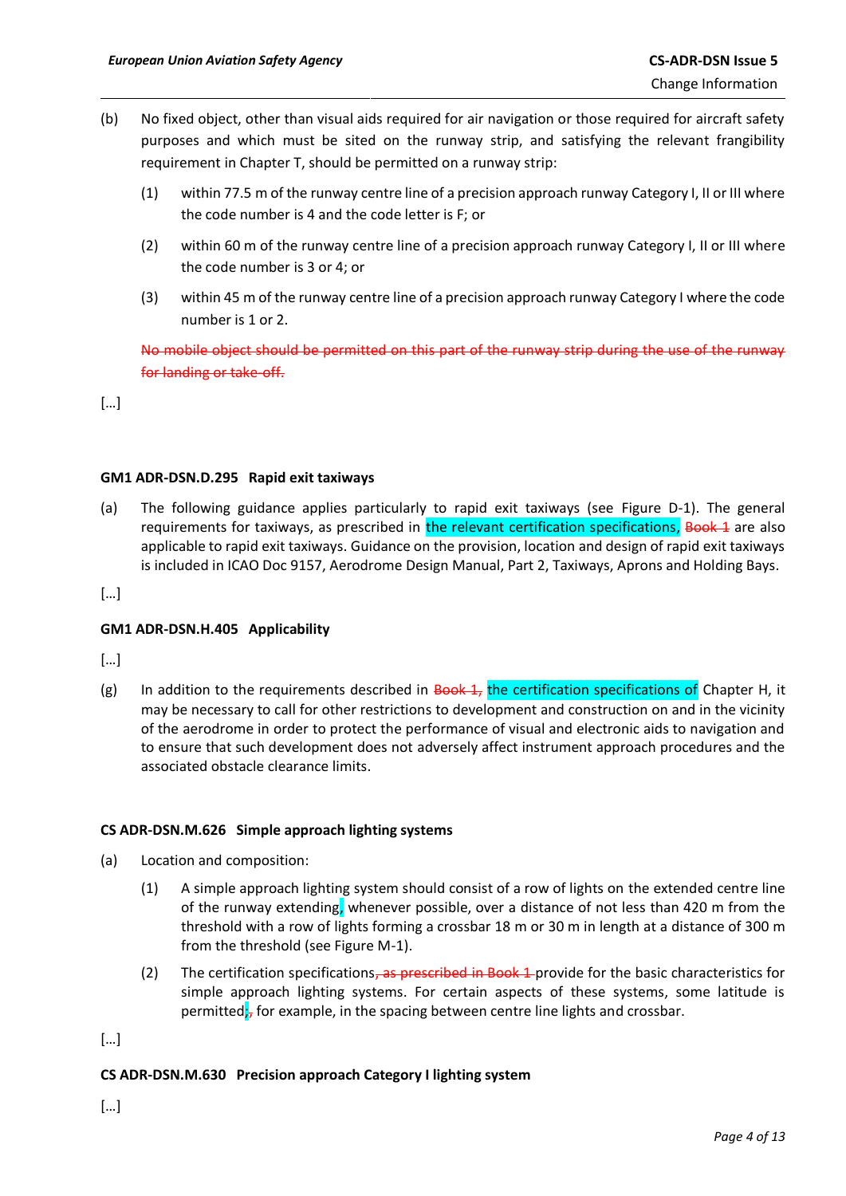(b) No fixed object, other than visual aids required for air navigation or those required for aircraft safety purposes and which must be sited on the runway strip, and satisfying the relevant frangibility requirement in Chapter T, should be permitted on a runway strip:

(1) within 77.5 m of the runway centre line of a precision approach runway Category I, II or III where the code number is 4 and the code letter is F; or

(2) within 60 m of the runway centre line of a precision approach runway Category I, II or III where the code number is 3 or 4; or

(3) within 45 m of the runway centre line of a precision approach runway Category I where the code number is 1 or 2.

~~No mobile object should be permitted on this part of the runway strip during the use of the runway for landing or take-off.~~

[…]

**GM1 ADR-DSN.D.295 Rapid exit taxiways**

(a) The following guidance applies particularly to rapid exit taxiways (see Figure D-1). The general requirements for taxiways, as prescribed in the relevant certification specifications, ~~Book 1~~ are also applicable to rapid exit taxiways. Guidance on the provision, location and design of rapid exit taxiways is included in ICAO Doc 9157, Aerodrome Design Manual, Part 2, Taxiways, Aprons and Holding Bays.

[…]

**GM1 ADR-DSN.H.405 Applicability**

[…]

(g) In addition to the requirements described in ~~Book 1,~~ the certification specifications of Chapter H, it may be necessary to call for other restrictions to development and construction on and in the vicinity of the aerodrome in order to protect the performance of visual and electronic aids to navigation and to ensure that such development does not adversely affect instrument approach procedures and the associated obstacle clearance limits.

**CS ADR-DSN.M.626 Simple approach lighting systems**

(a) Location and composition:

(1) A simple approach lighting system should consist of a row of lights on the extended centre line of the runway extending, whenever possible, over a distance of not less than 420 m from the threshold with a row of lights forming a crossbar 18 m or 30 m in length at a distance of 300 m from the threshold (see Figure M-1).

(2) The certification specifications~~, as prescribed in Book 1~~ provide for the basic characteristics for simple approach lighting systems. For certain aspects of these systems, some latitude is permitted;~~,~~ for example, in the spacing between centre line lights and crossbar.

[…]

**CS ADR-DSN.M.630 Precision approach Category I lighting system**

[…]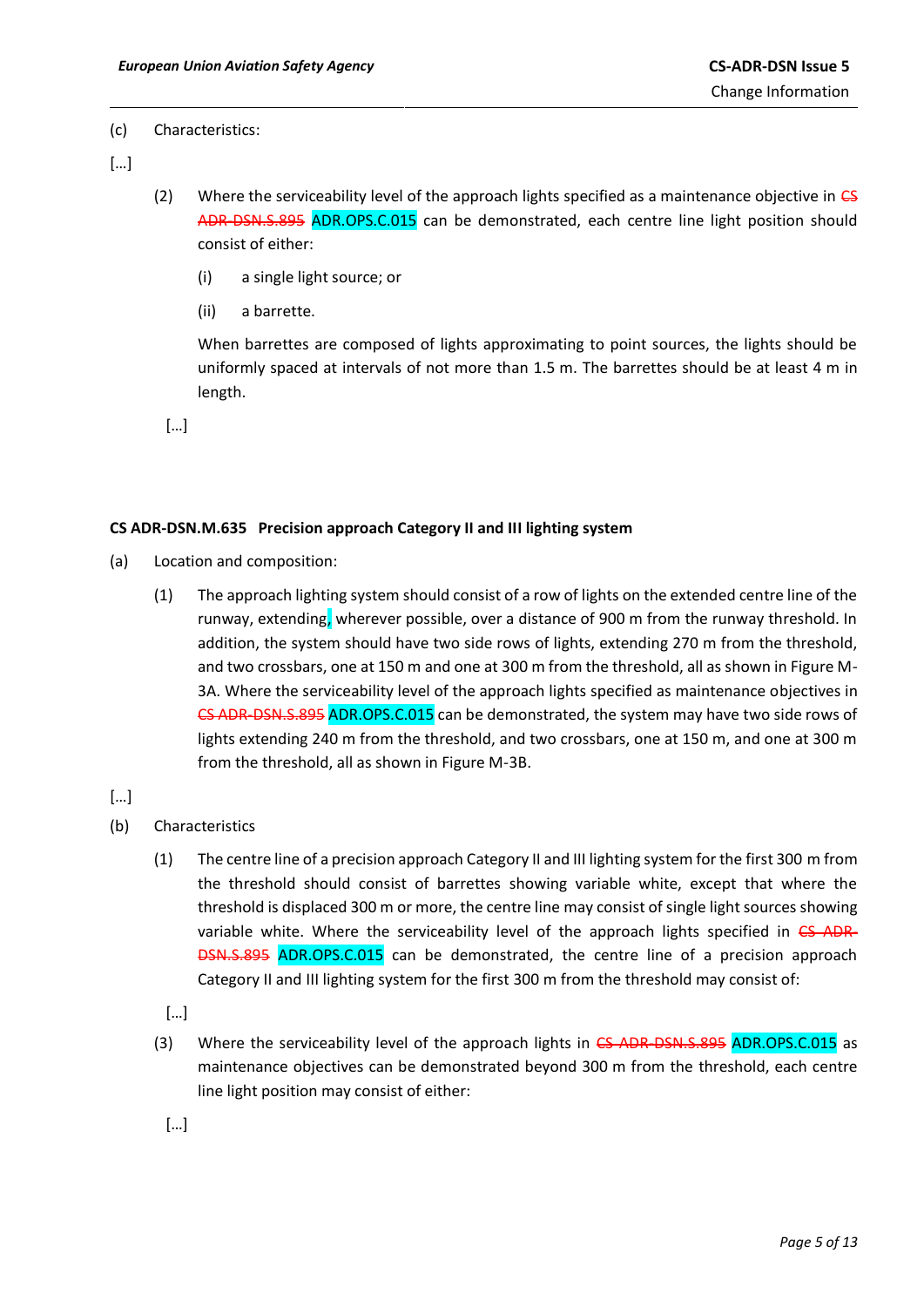(c) Characteristics:

[…]

(2) Where the serviceability level of the approach lights specified as a maintenance objective in ~~CS ADR-DSN.S.895~~ ADR.OPS.C.015 can be demonstrated, each centre line light position should consist of either:

(i) a single light source; or

(ii) a barrette.

When barrettes are composed of lights approximating to point sources, the lights should be uniformly spaced at intervals of not more than 1.5 m. The barrettes should be at least 4 m in length.

[…]

**CS ADR-DSN.M.635 Precision approach Category II and III lighting system**

(a) Location and composition:

(1) The approach lighting system should consist of a row of lights on the extended centre line of the runway, extending, wherever possible, over a distance of 900 m from the runway threshold. In addition, the system should have two side rows of lights, extending 270 m from the threshold, and two crossbars, one at 150 m and one at 300 m from the threshold, all as shown in Figure M-3A. Where the serviceability level of the approach lights specified as maintenance objectives in ~~CS ADR-DSN.S.895~~ ADR.OPS.C.015 can be demonstrated, the system may have two side rows of lights extending 240 m from the threshold, and two crossbars, one at 150 m, and one at 300 m from the threshold, all as shown in Figure M-3B.

[…]

(b) Characteristics

(1) The centre line of a precision approach Category II and III lighting system for the first 300 m from the threshold should consist of barrettes showing variable white, except that where the threshold is displaced 300 m or more, the centre line may consist of single light sources showing variable white. Where the serviceability level of the approach lights specified in ~~CS ADR-DSN.S.895~~ ADR.OPS.C.015 can be demonstrated, the centre line of a precision approach Category II and III lighting system for the first 300 m from the threshold may consist of:

[…]

(3) Where the serviceability level of the approach lights in ~~CS ADR-DSN.S.895~~ ADR.OPS.C.015 as maintenance objectives can be demonstrated beyond 300 m from the threshold, each centre line light position may consist of either:

[…]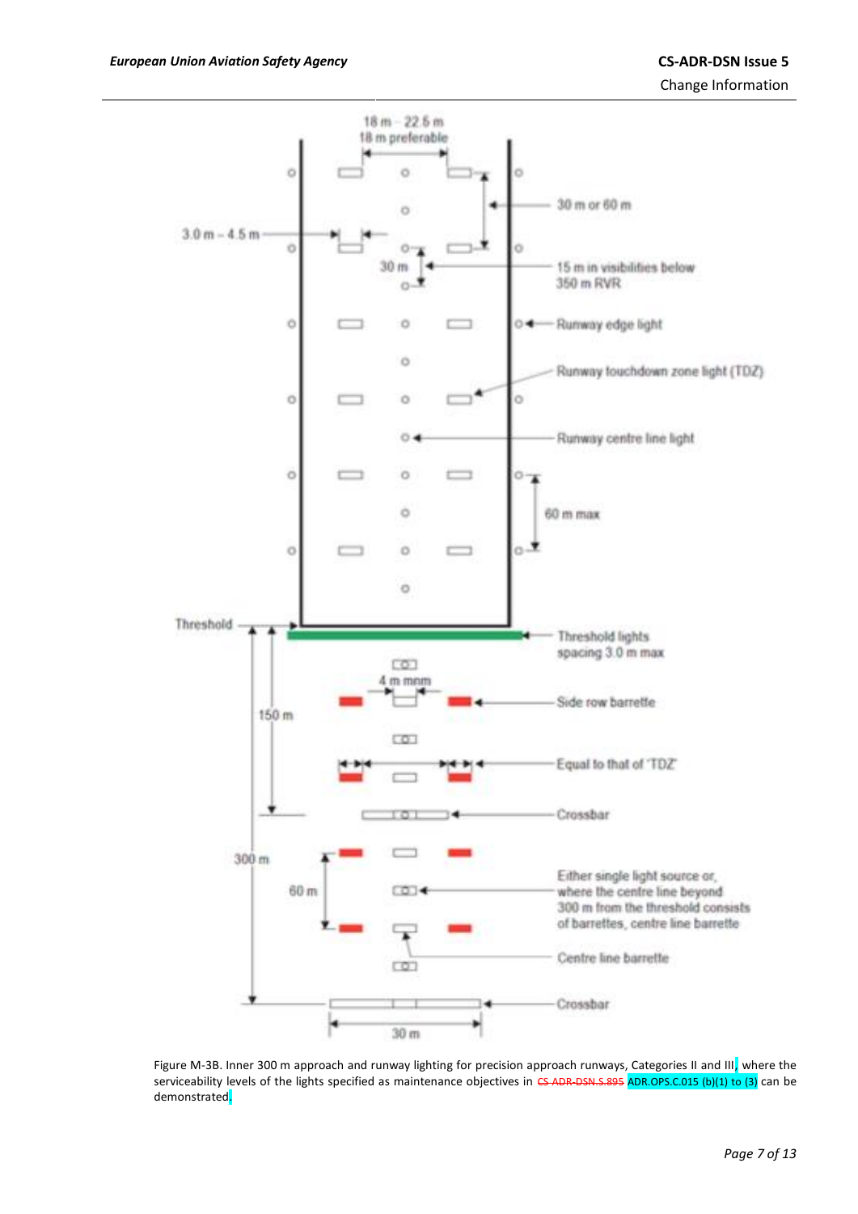Figure M-3B. Inner 300 m approach and runway lighting for precision approach runways, Categories II and III, where the serviceability levels of the lights specified as maintenance objectives in ~~CS ADR-DSN.S.895~~ ADR.OPS.C.015 (b)(1) to (3) can be demonstrated.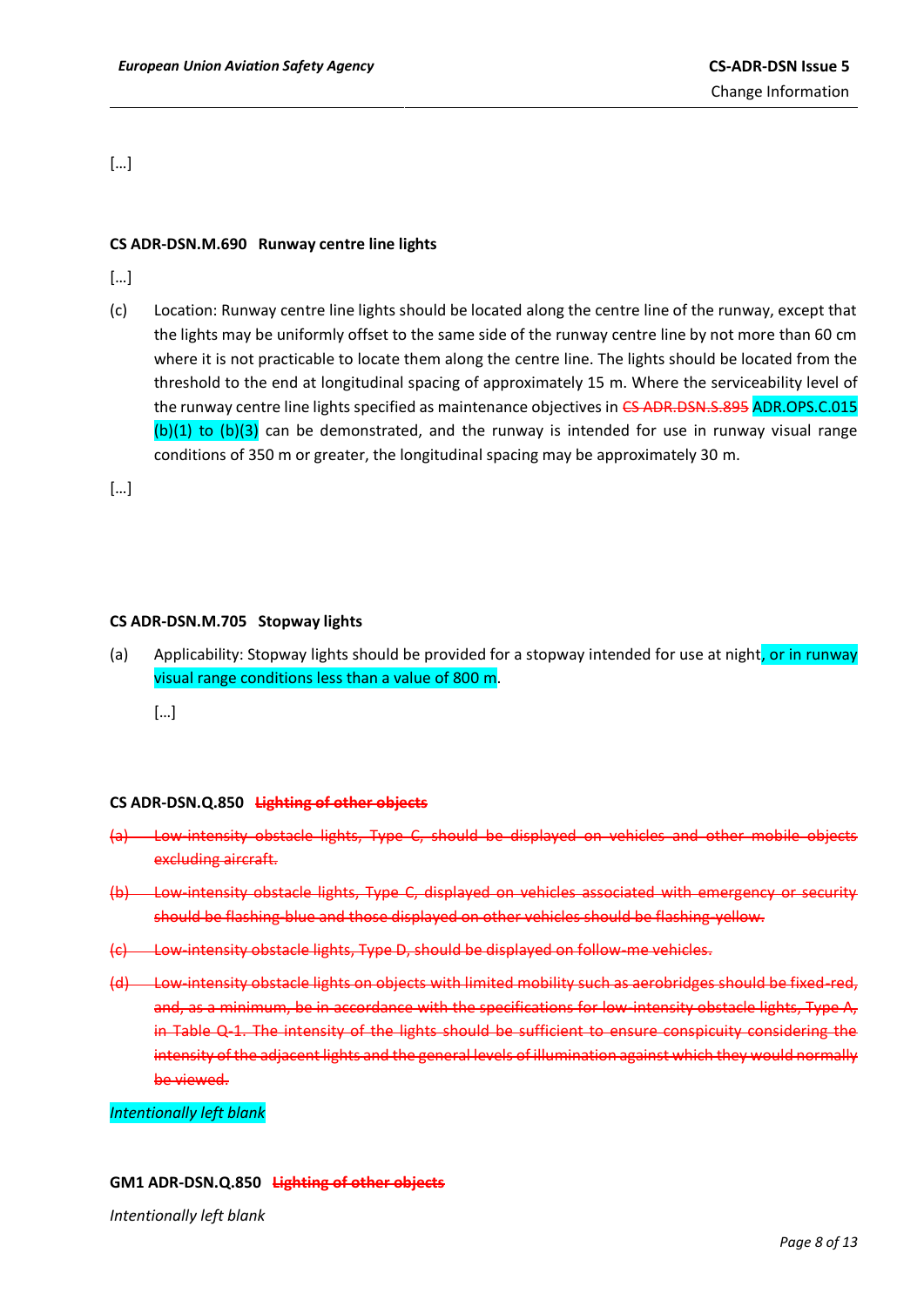[...]

**CS ADR-DSN.M.690 Runway centre line lights**

[...]

(c) Location: Runway centre line lights should be located along the centre line of the runway, except that the lights may be uniformly offset to the same side of the runway centre line by not more than 60 cm where it is not practicable to locate them along the centre line. The lights should be located from the threshold to the end at longitudinal spacing of approximately 15 m. Where the serviceability level of the runway centre line lights specified as maintenance objectives in ~~CS ADR.DSN.S.895~~ ADR.OPS.C.015 (b)(1) to (b)(3) can be demonstrated, and the runway is intended for use in runway visual range conditions of 350 m or greater, the longitudinal spacing may be approximately 30 m.

[...]

**CS ADR-DSN.M.705 Stopway lights**

(a) Applicability: Stopway lights should be provided for a stopway intended for use at night, or in runway visual range conditions less than a value of 800 m.

[...]

**CS ADR-DSN.Q.850 ~~Lighting of other objects~~**

~~(a) Low-intensity obstacle lights, Type C, should be displayed on vehicles and other mobile objects excluding aircraft.~~

~~(b) Low-intensity obstacle lights, Type C, displayed on vehicles associated with emergency or security should be flashing-blue and those displayed on other vehicles should be flashing-yellow.~~

~~(c) Low-intensity obstacle lights, Type D, should be displayed on follow-me vehicles.~~

~~(d) Low-intensity obstacle lights on objects with limited mobility such as aerobridges should be fixed-red, and, as a minimum, be in accordance with the specifications for low-intensity obstacle lights, Type A, in Table Q-1. The intensity of the lights should be sufficient to ensure conspicuity considering the intensity of the adjacent lights and the general levels of illumination against which they would normally be viewed.~~

*Intentionally left blank*

**GM1 ADR-DSN.Q.850 ~~Lighting of other objects~~**

*Intentionally left blank*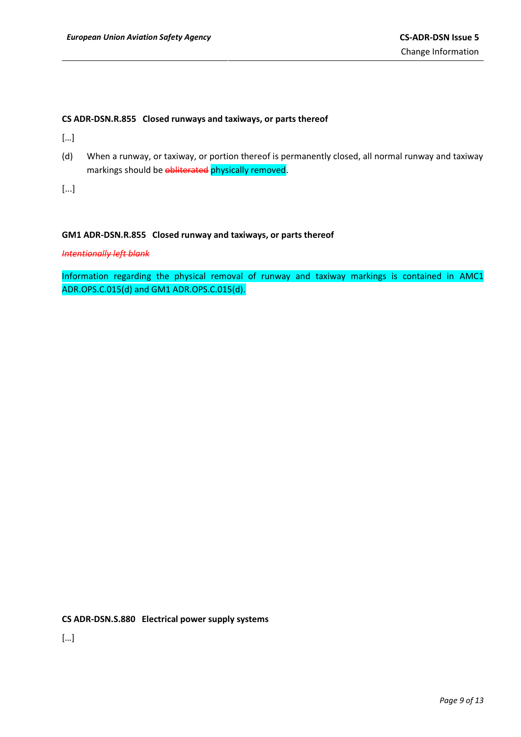**CS ADR-DSN.R.855 Closed runways and taxiways, or parts thereof**

[…]

(d) When a runway, or taxiway, or portion thereof is permanently closed, all normal runway and taxiway markings should be ~~obliterated~~ physically removed.

[...]

**GM1 ADR-DSN.R.855 Closed runway and taxiways, or parts thereof**

~~*Intentionally left blank*~~

Information regarding the physical removal of runway and taxiway markings is contained in AMC1 ADR.OPS.C.015(d) and GM1 ADR.OPS.C.015(d).

**CS ADR-DSN.S.880 Electrical power supply systems**

[…]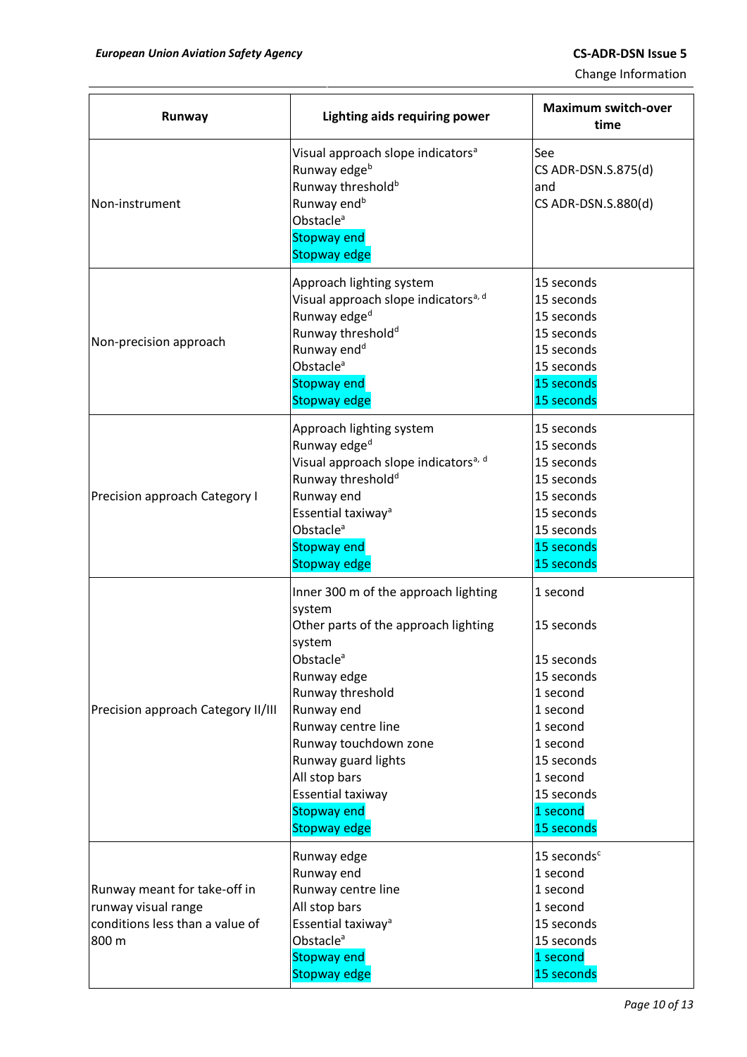| Runway | Lighting aids requiring power | Maximum switch-over time |
|---|---|---|
| Non-instrument | Visual approach slope indicators[a]<br>Runway edge[b]<br>Runway threshold[b]<br>Runway end[b]<br>Obstacle[a]<br>Stopway end<br>Stopway edge | See<br>CS ADR-DSN.S.875(d)<br>and<br>CS ADR-DSN.S.880(d) |
| Non-precision approach | Approach lighting system<br>Visual approach slope indicators[a, d]<br>Runway edge[d]<br>Runway threshold[d]<br>Runway end[d]<br>Obstacle[a]<br>Stopway end<br>Stopway edge | 15 seconds<br>15 seconds<br>15 seconds<br>15 seconds<br>15 seconds<br>15 seconds<br>15 seconds<br>15 seconds |
| Precision approach Category I | Approach lighting system<br>Runway edge[d]<br>Visual approach slope indicators[a, d]<br>Runway threshold[d]<br>Runway end<br>Essential taxiway[a]<br>Obstacle[a]<br>Stopway end<br>Stopway edge | 15 seconds<br>15 seconds<br>15 seconds<br>15 seconds<br>15 seconds<br>15 seconds<br>15 seconds<br>15 seconds<br>15 seconds |
| Precision approach Category II/III | Inner 300 m of the approach lighting system<br>Other parts of the approach lighting system<br>Obstacle[a]<br>Runway edge<br>Runway threshold<br>Runway end<br>Runway centre line<br>Runway touchdown zone<br>Runway guard lights<br>All stop bars<br>Essential taxiway<br>Stopway end<br>Stopway edge | 1 second<br>15 seconds<br>15 seconds<br>15 seconds<br>1 second<br>1 second<br>1 second<br>1 second<br>15 seconds<br>1 second<br>15 seconds<br>1 second<br>15 seconds |
| Runway meant for take-off in runway visual range conditions less than a value of 800 m | Runway edge<br>Runway end<br>Runway centre line<br>All stop bars<br>Essential taxiway[a]<br>Obstacle[a]<br>Stopway end<br>Stopway edge | 15 seconds[c]<br>1 second<br>1 second<br>1 second<br>15 seconds<br>15 seconds<br>1 second<br>15 seconds |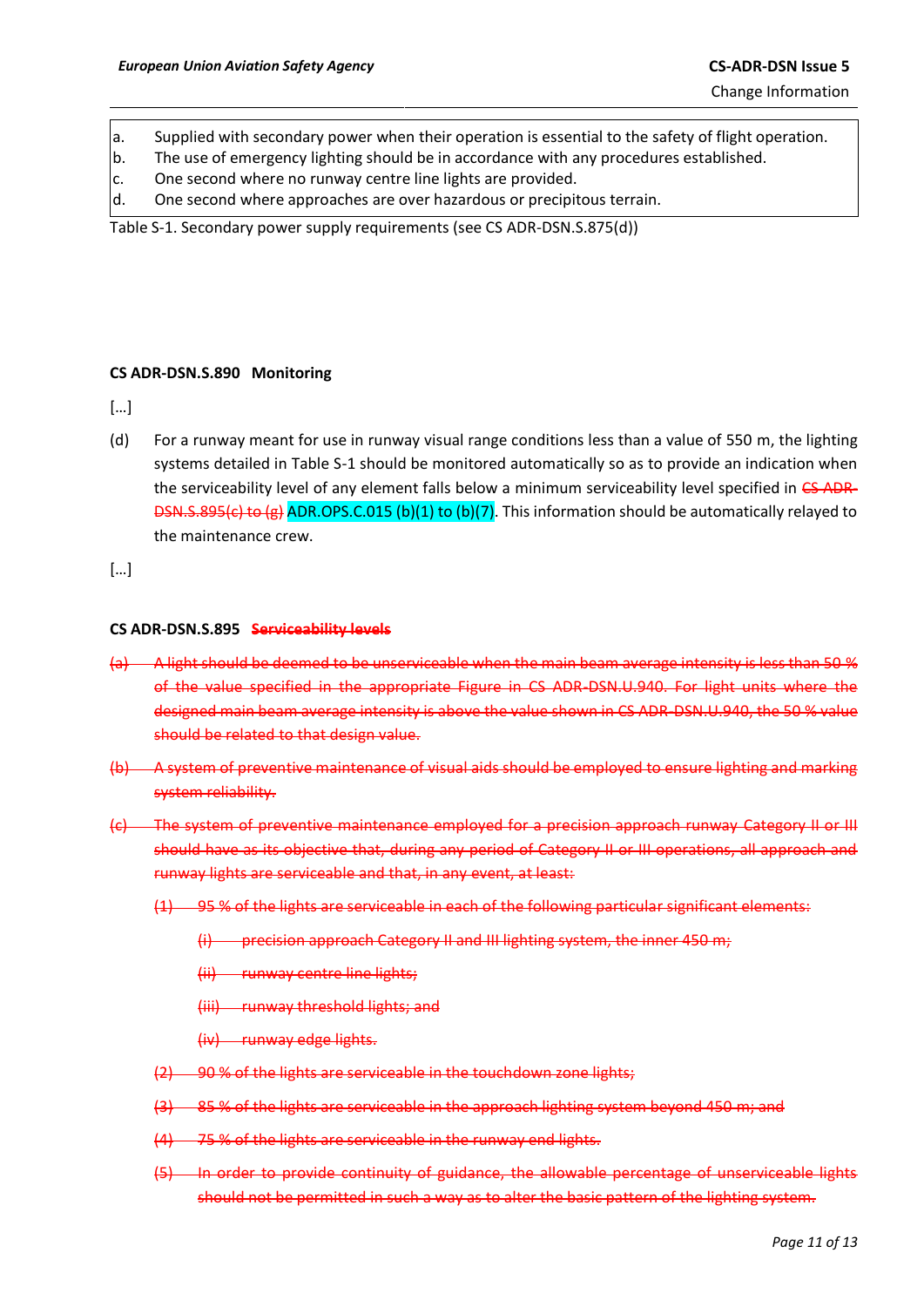| | |
|---|---|
| a. | Supplied with secondary power when their operation is essential to the safety of flight operation. |
| b. | The use of emergency lighting should be in accordance with any procedures established. |
| c. | One second where no runway centre line lights are provided. |
| d. | One second where approaches are over hazardous or precipitous terrain. |

Table S-1. Secondary power supply requirements (see CS ADR-DSN.S.875(d))

**CS ADR-DSN.S.890 Monitoring**

[…]

(d) For a runway meant for use in runway visual range conditions less than a value of 550 m, the lighting systems detailed in Table S-1 should be monitored automatically so as to provide an indication when the serviceability level of any element falls below a minimum serviceability level specified in ~~CS ADR-DSN.S.895(c) to (g)~~ ADR.OPS.C.015 (b)(1) to (b)(7). This information should be automatically relayed to the maintenance crew.

[…]

**CS ADR-DSN.S.895 ~~Serviceability levels~~**

~~(a) A light should be deemed to be unserviceable when the main beam average intensity is less than 50 % of the value specified in the appropriate Figure in CS ADR-DSN.U.940. For light units where the designed main beam average intensity is above the value shown in CS ADR-DSN.U.940, the 50 % value should be related to that design value.~~

~~(b) A system of preventive maintenance of visual aids should be employed to ensure lighting and marking system reliability.~~

~~(c) The system of preventive maintenance employed for a precision approach runway Category II or III should have as its objective that, during any period of Category II or III operations, all approach and runway lights are serviceable and that, in any event, at least:~~

~~(1) 95 % of the lights are serviceable in each of the following particular significant elements:~~

~~(i) precision approach Category II and III lighting system, the inner 450 m;~~

~~(ii) runway centre line lights;~~

~~(iii) runway threshold lights; and~~

~~(iv) runway edge lights.~~

~~(2) 90 % of the lights are serviceable in the touchdown zone lights;~~

~~(3) 85 % of the lights are serviceable in the approach lighting system beyond 450 m; and~~

~~(4) 75 % of the lights are serviceable in the runway end lights.~~

~~(5) In order to provide continuity of guidance, the allowable percentage of unserviceable lights should not be permitted in such a way as to alter the basic pattern of the lighting system.~~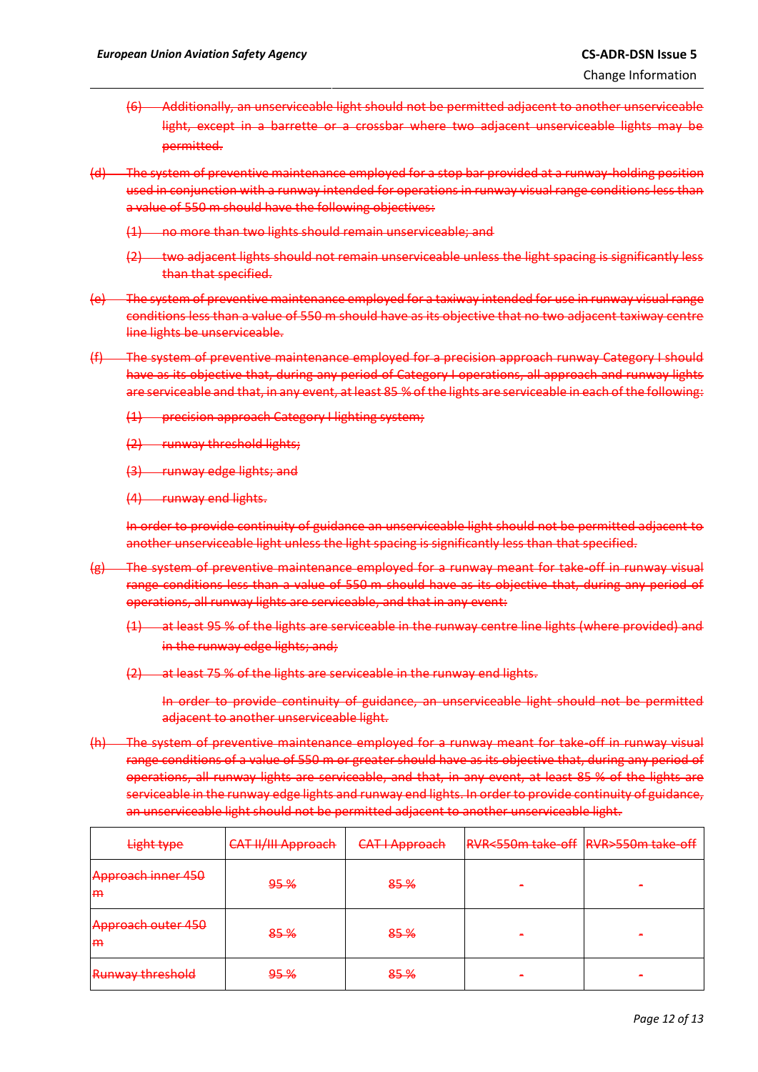~~(6) Additionally, an unserviceable light should not be permitted adjacent to another unserviceable light, except in a barrette or a crossbar where two adjacent unserviceable lights may be permitted.~~

~~(d) The system of preventive maintenance employed for a stop bar provided at a runway-holding position used in conjunction with a runway intended for operations in runway visual range conditions less than a value of 550 m should have the following objectives:~~

~~(1) no more than two lights should remain unserviceable; and~~

~~(2) two adjacent lights should not remain unserviceable unless the light spacing is significantly less than that specified.~~

~~(e) The system of preventive maintenance employed for a taxiway intended for use in runway visual range conditions less than a value of 550 m should have as its objective that no two adjacent taxiway centre line lights be unserviceable.~~

~~(f) The system of preventive maintenance employed for a precision approach runway Category I should have as its objective that, during any period of Category I operations, all approach and runway lights are serviceable and that, in any event, at least 85 % of the lights are serviceable in each of the following:~~

~~(1) precision approach Category I lighting system;~~

~~(2) runway threshold lights;~~

~~(3) runway edge lights; and~~

~~(4) runway end lights.~~

~~In order to provide continuity of guidance an unserviceable light should not be permitted adjacent to another unserviceable light unless the light spacing is significantly less than that specified.~~

~~(g) The system of preventive maintenance employed for a runway meant for take-off in runway visual range conditions less than a value of 550 m should have as its objective that, during any period of operations, all runway lights are serviceable, and that in any event:~~

~~(1) at least 95 % of the lights are serviceable in the runway centre line lights (where provided) and in the runway edge lights; and;~~

~~(2) at least 75 % of the lights are serviceable in the runway end lights.~~

~~In order to provide continuity of guidance, an unserviceable light should not be permitted adjacent to another unserviceable light.~~

~~(h) The system of preventive maintenance employed for a runway meant for take-off in runway visual range conditions of a value of 550 m or greater should have as its objective that, during any period of operations, all runway lights are serviceable, and that, in any event, at least 85 % of the lights are serviceable in the runway edge lights and runway end lights. In order to provide continuity of guidance, an unserviceable light should not be permitted adjacent to another unserviceable light.~~

| ~~Light type~~ | ~~CAT II/III Approach~~ | ~~CAT I Approach~~ | ~~RVR<550m take-off~~ | ~~RVR>550m take-off~~ |
|---|---|---|---|---|
| ~~Approach inner 450 m~~ | ~~95 %~~ | ~~85 %~~ | ~~-~~ | ~~-~~ |
| ~~Approach outer 450 m~~ | ~~85 %~~ | ~~85 %~~ | ~~-~~ | ~~-~~ |
| ~~Runway threshold~~ | ~~95 %~~ | ~~85 %~~ | ~~-~~ | ~~-~~ |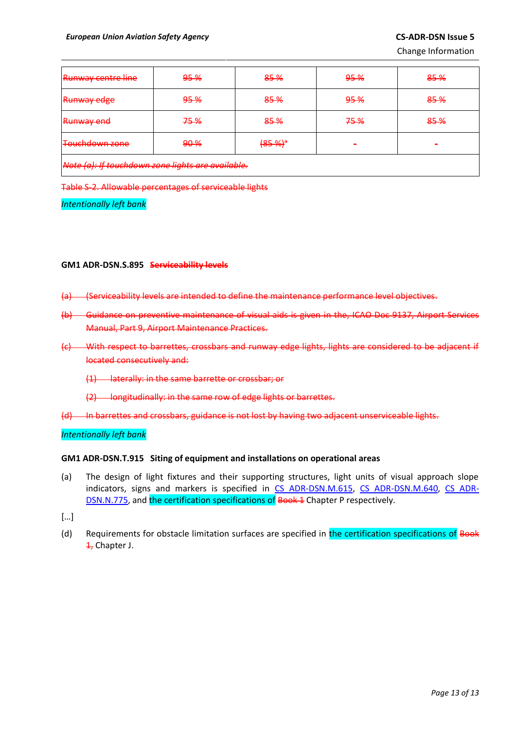| | | | | |
|---|---|---|---|---|
| ~~Runway centre line~~ | ~~95 %~~ | ~~85 %~~ | ~~95 %~~ | ~~85 %~~ |
| ~~Runway edge~~ | ~~95 %~~ | ~~85 %~~ | ~~95 %~~ | ~~85 %~~ |
| ~~Runway end~~ | ~~75 %~~ | ~~85 %~~ | ~~75 %~~ | ~~85 %~~ |
| ~~Touchdown zone~~ | ~~90 %~~ | ~~(85 %)[a]~~ | ~~-~~ | ~~-~~ |
| ~~*Note (a): If touchdown zone lights are available.*~~ | | | | |

~~Table S-2. Allowable percentages of serviceable lights~~

*Intentionally left bank*

**GM1 ADR-DSN.S.895** ~~**Serviceability levels**~~

~~(a) (Serviceability levels are intended to define the maintenance performance level objectives.~~

~~(b) Guidance on preventive maintenance of visual aids is given in the, ICAO Doc 9137, Airport Services Manual, Part 9, Airport Maintenance Practices.~~

~~(c) With respect to barrettes, crossbars and runway edge lights, lights are considered to be adjacent if located consecutively and:~~

~~(1) laterally: in the same barrette or crossbar; or~~

~~(2) longitudinally: in the same row of edge lights or barrettes.~~

~~(d) In barrettes and crossbars, guidance is not lost by having two adjacent unserviceable lights.~~

*Intentionally left bank*

**GM1 ADR-DSN.T.915 Siting of equipment and installations on operational areas**

(a) The design of light fixtures and their supporting structures, light units of visual approach slope indicators, signs and markers is specified in CS ADR-DSN.M.615, CS ADR-DSN.M.640, CS ADR-DSN.N.775, and the certification specifications of ~~Book 1~~ Chapter P respectively.

[…]

(d) Requirements for obstacle limitation surfaces are specified in the certification specifications of ~~Book 1,~~ Chapter J.